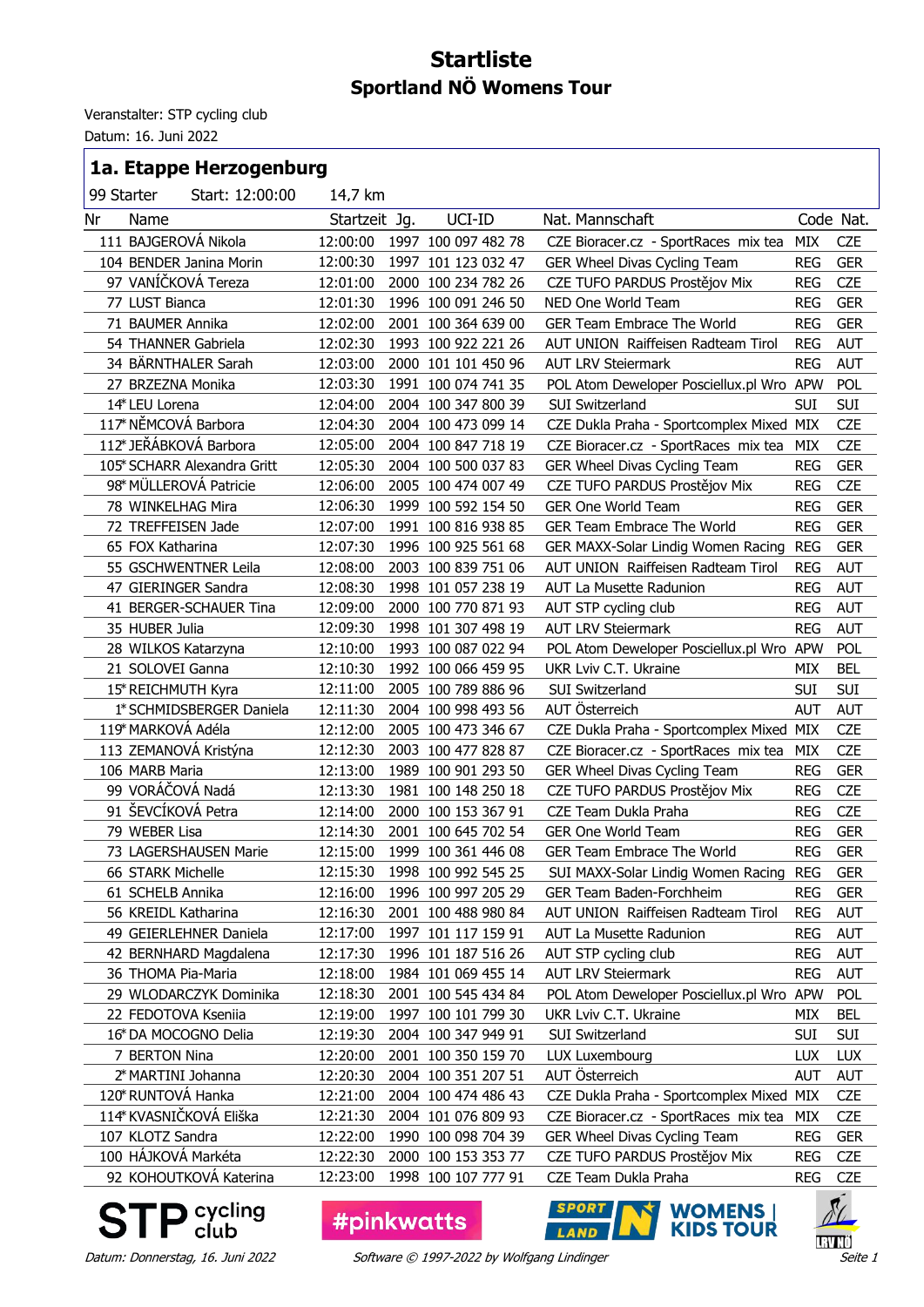# Startliste

## Sportland NÖ Womens Tour

Veranstalter: STP cycling club
Datum: 16. Juni 2022

### 1a. Etappe Herzogenburg

99 Starter  Start: 12:00:00  14,7 km

| Nr | Name | Startzeit | Jg. | UCI-ID | Nat. Mannschaft | Code | Nat. |
|---|---|---|---|---|---|---|---|
| 111 | BAJGEROVÁ Nikola | 12:00:00 | 1997 | 100 097 482 78 | CZE Bioracer.cz - SportRaces mix tea | MIX | CZE |
| 104 | BENDER Janina Morin | 12:00:30 | 1997 | 101 123 032 47 | GER Wheel Divas Cycling Team | REG | GER |
| 97 | VANÍČKOVÁ Tereza | 12:01:00 | 2000 | 100 234 782 26 | CZE TUFO PARDUS Prostějov Mix | REG | CZE |
| 77 | LUST Bianca | 12:01:30 | 1996 | 100 091 246 50 | NED One World Team | REG | GER |
| 71 | BAUMER Annika | 12:02:00 | 2001 | 100 364 639 00 | GER Team Embrace The World | REG | GER |
| 54 | THANNER Gabriela | 12:02:30 | 1993 | 100 922 221 26 | AUT UNION Raiffeisen Radteam Tirol | REG | AUT |
| 34 | BÄRNTHALER Sarah | 12:03:00 | 2000 | 101 101 450 96 | AUT LRV Steiermark | REG | AUT |
| 27 | BRZEZNA Monika | 12:03:30 | 1991 | 100 074 741 35 | POL Atom Deweloper Posciellux.pl Wro | APW | POL |
| 14* | LEU Lorena | 12:04:00 | 2004 | 100 347 800 39 | SUI Switzerland | SUI | SUI |
| 117* | NĚMCOVÁ Barbora | 12:04:30 | 2004 | 100 473 099 14 | CZE Dukla Praha - Sportcomplex Mixed | MIX | CZE |
| 112* | JEŘÁBKOVÁ Barbora | 12:05:00 | 2004 | 100 847 718 19 | CZE Bioracer.cz - SportRaces mix tea | MIX | CZE |
| 105* | SCHARR Alexandra Gritt | 12:05:30 | 2004 | 100 500 037 83 | GER Wheel Divas Cycling Team | REG | GER |
| 98* | MÜLLEROVÁ Patricie | 12:06:00 | 2005 | 100 474 007 49 | CZE TUFO PARDUS Prostějov Mix | REG | CZE |
| 78 | WINKELHAG Mira | 12:06:30 | 1999 | 100 592 154 50 | GER One World Team | REG | GER |
| 72 | TREFFEISEN Jade | 12:07:00 | 1991 | 100 816 938 85 | GER Team Embrace The World | REG | GER |
| 65 | FOX Katharina | 12:07:30 | 1996 | 100 925 561 68 | GER MAXX-Solar Lindig Women Racing | REG | GER |
| 55 | GSCHWENTNER Leila | 12:08:00 | 2003 | 100 839 751 06 | AUT UNION Raiffeisen Radteam Tirol | REG | AUT |
| 47 | GIERINGER Sandra | 12:08:30 | 1998 | 101 057 238 19 | AUT La Musette Radunion | REG | AUT |
| 41 | BERGER-SCHAUER Tina | 12:09:00 | 2000 | 100 770 871 93 | AUT STP cycling club | REG | AUT |
| 35 | HUBER Julia | 12:09:30 | 1998 | 101 307 498 19 | AUT LRV Steiermark | REG | AUT |
| 28 | WILKOS Katarzyna | 12:10:00 | 1993 | 100 087 022 94 | POL Atom Deweloper Posciellux.pl Wro | APW | POL |
| 21 | SOLOVEI Ganna | 12:10:30 | 1992 | 100 066 459 95 | UKR Lviv C.T. Ukraine | MIX | BEL |
| 15* | REICHMUTH Kyra | 12:11:00 | 2005 | 100 789 886 96 | SUI Switzerland | SUI | SUI |
| 1* | SCHMIDSBERGER Daniela | 12:11:30 | 2004 | 100 998 493 56 | AUT Österreich | AUT | AUT |
| 119* | MARKOVÁ Adéla | 12:12:00 | 2005 | 100 473 346 67 | CZE Dukla Praha - Sportcomplex Mixed | MIX | CZE |
| 113 | ZEMANOVÁ Kristýna | 12:12:30 | 2003 | 100 477 828 87 | CZE Bioracer.cz - SportRaces mix tea | MIX | CZE |
| 106 | MARB Maria | 12:13:00 | 1989 | 100 901 293 50 | GER Wheel Divas Cycling Team | REG | GER |
| 99 | VORÁČOVÁ Nadá | 12:13:30 | 1981 | 100 148 250 18 | CZE TUFO PARDUS Prostějov Mix | REG | CZE |
| 91 | ŠEVCÍKOVÁ Petra | 12:14:00 | 2000 | 100 153 367 91 | CZE Team Dukla Praha | REG | CZE |
| 79 | WEBER Lisa | 12:14:30 | 2001 | 100 645 702 54 | GER One World Team | REG | GER |
| 73 | LAGERSHAUSEN Marie | 12:15:00 | 1999 | 100 361 446 08 | GER Team Embrace The World | REG | GER |
| 66 | STARK Michelle | 12:15:30 | 1998 | 100 992 545 25 | SUI MAXX-Solar Lindig Women Racing | REG | GER |
| 61 | SCHELB Annika | 12:16:00 | 1996 | 100 997 205 29 | GER Team Baden-Forchheim | REG | GER |
| 56 | KREIDL Katharina | 12:16:30 | 2001 | 100 488 980 84 | AUT UNION Raiffeisen Radteam Tirol | REG | AUT |
| 49 | GEIERLEHNER Daniela | 12:17:00 | 1997 | 101 117 159 91 | AUT La Musette Radunion | REG | AUT |
| 42 | BERNHARD Magdalena | 12:17:30 | 1996 | 101 187 516 26 | AUT STP cycling club | REG | AUT |
| 36 | THOMA Pia-Maria | 12:18:00 | 1984 | 101 069 455 14 | AUT LRV Steiermark | REG | AUT |
| 29 | WLODARCZYK Dominika | 12:18:30 | 2001 | 100 545 434 84 | POL Atom Deweloper Posciellux.pl Wro | APW | POL |
| 22 | FEDOTOVA Kseniia | 12:19:00 | 1997 | 100 101 799 30 | UKR Lviv C.T. Ukraine | MIX | BEL |
| 16* | DA MOCOGNO Delia | 12:19:30 | 2004 | 100 347 949 91 | SUI Switzerland | SUI | SUI |
| 7 | BERTON Nina | 12:20:00 | 2001 | 100 350 159 70 | LUX Luxembourg | LUX | LUX |
| 2* | MARTINI Johanna | 12:20:30 | 2004 | 100 351 207 51 | AUT Österreich | AUT | AUT |
| 120* | RUNTOVÁ Hanka | 12:21:00 | 2004 | 100 474 486 43 | CZE Dukla Praha - Sportcomplex Mixed | MIX | CZE |
| 114* | KVASNIČKOVÁ Eliška | 12:21:30 | 2004 | 101 076 809 93 | CZE Bioracer.cz - SportRaces mix tea | MIX | CZE |
| 107 | KLOTZ Sandra | 12:22:00 | 1990 | 100 098 704 39 | GER Wheel Divas Cycling Team | REG | GER |
| 100 | HÁJKOVÁ Markéta | 12:22:30 | 2000 | 100 153 353 77 | CZE TUFO PARDUS Prostějov Mix | REG | CZE |
| 92 | KOHOUTKOVÁ Katerina | 12:23:00 | 1998 | 100 107 777 91 | CZE Team Dukla Praha | REG | CZE |

Datum: Donnerstag, 16. Juni 2022  Software © 1997-2022 by Wolfgang Lindinger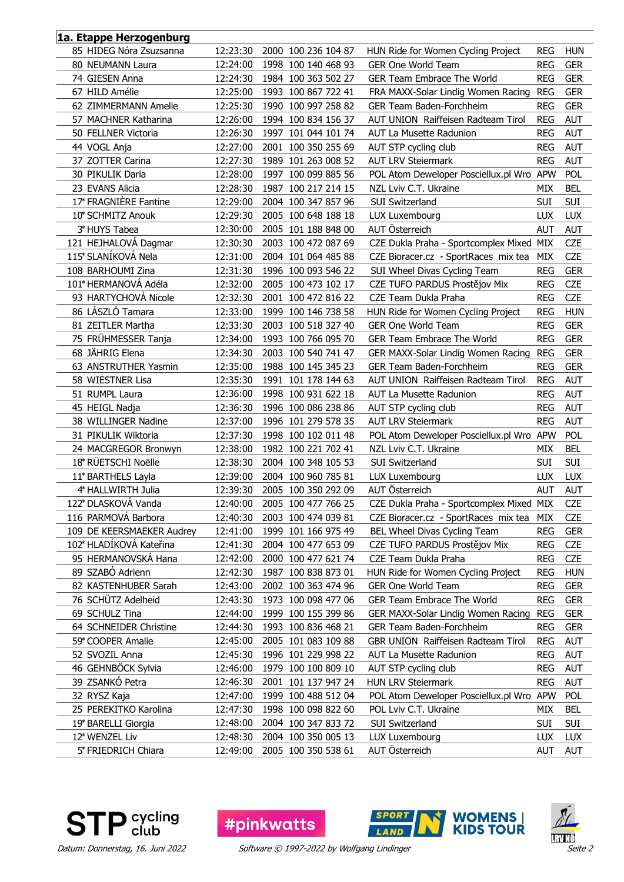## 1a. Etappe Herzogenburg

| | | | | | | | |
|---|---|---|---|---|---|---|---|
| 85 | HIDEG Nóra Zsuzsanna | 12:23:30 | 2000 | 100 236 104 87 | HUN Ride for Women Cycling Project | REG | HUN |
| 80 | NEUMANN Laura | 12:24:00 | 1998 | 100 140 468 93 | GER One World Team | REG | GER |
| 74 | GIESEN Anna | 12:24:30 | 1984 | 100 363 502 27 | GER Team Embrace The World | REG | GER |
| 67 | HILD Amélie | 12:25:00 | 1993 | 100 867 722 41 | FRA MAXX-Solar Lindig Women Racing | REG | GER |
| 62 | ZIMMERMANN Amelie | 12:25:30 | 1990 | 100 997 258 82 | GER Team Baden-Forchheim | REG | GER |
| 57 | MACHNER Katharina | 12:26:00 | 1994 | 100 834 156 37 | AUT UNION Raiffeisen Radteam Tirol | REG | AUT |
| 50 | FELLNER Victoria | 12:26:30 | 1997 | 101 044 101 74 | AUT La Musette Radunion | REG | AUT |
| 44 | VOGL Anja | 12:27:00 | 2001 | 100 350 255 69 | AUT STP cycling club | REG | AUT |
| 37 | ZOTTER Carina | 12:27:30 | 1989 | 101 263 008 52 | AUT LRV Steiermark | REG | AUT |
| 30 | PIKULIK Daria | 12:28:00 | 1997 | 100 099 885 56 | POL Atom Deweloper Posciellux.pl Wro | APW | POL |
| 23 | EVANS Alicia | 12:28:30 | 1987 | 100 217 214 15 | NZL Lviv C.T. Ukraine | MIX | BEL |
| 17* | FRAGNIÈRE Fantine | 12:29:00 | 2004 | 100 347 857 96 | SUI Switzerland | SUI | SUI |
| 10* | SCHMITZ Anouk | 12:29:30 | 2005 | 100 648 188 18 | LUX Luxembourg | LUX | LUX |
| 3* | HUYS Tabea | 12:30:00 | 2005 | 101 188 848 00 | AUT Österreich | AUT | AUT |
| 121 | HEJHALOVÁ Dagmar | 12:30:30 | 2003 | 100 472 087 69 | CZE Dukla Praha - Sportcomplex Mixed | MIX | CZE |
| 115* | SLANÍKOVÁ Nela | 12:31:00 | 2004 | 101 064 485 88 | CZE Bioracer.cz - SportRaces mix tea | MIX | CZE |
| 108 | BARHOUMI Zina | 12:31:30 | 1996 | 100 093 546 22 | SUI Wheel Divas Cycling Team | REG | GER |
| 101* | HERMANOVÁ Adéla | 12:32:00 | 2005 | 100 473 102 17 | CZE TUFO PARDUS Prostějov Mix | REG | CZE |
| 93 | HARTYCHOVÁ Nicole | 12:32:30 | 2001 | 100 472 816 22 | CZE Team Dukla Praha | REG | CZE |
| 86 | LÁSZLÓ Tamara | 12:33:00 | 1999 | 100 146 738 58 | HUN Ride for Women Cycling Project | REG | HUN |
| 81 | ZEITLER Martha | 12:33:30 | 2003 | 100 518 327 40 | GER One World Team | REG | GER |
| 75 | FRÜHMESSER Tanja | 12:34:00 | 1993 | 100 766 095 70 | GER Team Embrace The World | REG | GER |
| 68 | JÄHRIG Elena | 12:34:30 | 2003 | 100 540 741 47 | GER MAXX-Solar Lindig Women Racing | REG | GER |
| 63 | ANSTRUTHER Yasmin | 12:35:00 | 1988 | 100 145 345 23 | GER Team Baden-Forchheim | REG | GER |
| 58 | WIESTNER Lisa | 12:35:30 | 1991 | 101 178 144 63 | AUT UNION Raiffeisen Radteam Tirol | REG | AUT |
| 51 | RUMPL Laura | 12:36:00 | 1998 | 100 931 622 18 | AUT La Musette Radunion | REG | AUT |
| 45 | HEIGL Nadja | 12:36:30 | 1996 | 100 086 238 86 | AUT STP cycling club | REG | AUT |
| 38 | WILLINGER Nadine | 12:37:00 | 1996 | 101 279 578 35 | AUT LRV Steiermark | REG | AUT |
| 31 | PIKULIK Wiktoria | 12:37:30 | 1998 | 100 102 011 48 | POL Atom Deweloper Posciellux.pl Wro | APW | POL |
| 24 | MACGREGOR Bronwyn | 12:38:00 | 1982 | 100 221 702 41 | NZL Lviv C.T. Ukraine | MIX | BEL |
| 18* | RÜETSCHI Noëlle | 12:38:30 | 2004 | 100 348 105 53 | SUI Switzerland | SUI | SUI |
| 11* | BARTHELS Layla | 12:39:00 | 2004 | 100 960 785 81 | LUX Luxembourg | LUX | LUX |
| 4* | HALLWIRTH Julia | 12:39:30 | 2005 | 100 350 292 09 | AUT Österreich | AUT | AUT |
| 122* | DLASKOVÁ Vanda | 12:40:00 | 2005 | 100 477 766 25 | CZE Dukla Praha - Sportcomplex Mixed | MIX | CZE |
| 116 | PARMOVÁ Barbora | 12:40:30 | 2003 | 100 474 039 81 | CZE Bioracer.cz - SportRaces mix tea | MIX | CZE |
| 109 | DE KEERSMAEKER Audrey | 12:41:00 | 1999 | 101 166 975 49 | BEL Wheel Divas Cycling Team | REG | GER |
| 102* | HLADÍKOVÁ Kateřina | 12:41:30 | 2004 | 100 477 653 09 | CZE TUFO PARDUS Prostějov Mix | REG | CZE |
| 95 | HERMANOVSKÁ Hana | 12:42:00 | 2000 | 100 477 621 74 | CZE Team Dukla Praha | REG | CZE |
| 89 | SZABÓ Adrienn | 12:42:30 | 1987 | 100 838 873 01 | HUN Ride for Women Cycling Project | REG | HUN |
| 82 | KASTENHUBER Sarah | 12:43:00 | 2002 | 100 363 474 96 | GER One World Team | REG | GER |
| 76 | SCHÜTZ Adelheid | 12:43:30 | 1973 | 100 098 477 06 | GER Team Embrace The World | REG | GER |
| 69 | SCHULZ Tina | 12:44:00 | 1999 | 100 155 399 86 | GER MAXX-Solar Lindig Women Racing | REG | GER |
| 64 | SCHNEIDER Christine | 12:44:30 | 1993 | 100 836 468 21 | GER Team Baden-Forchheim | REG | GER |
| 59* | COOPER Amalie | 12:45:00 | 2005 | 101 083 109 88 | GBR UNION Raiffeisen Radteam Tirol | REG | AUT |
| 52 | SVOZIL Anna | 12:45:30 | 1996 | 101 229 998 22 | AUT La Musette Radunion | REG | AUT |
| 46 | GEHNBÖCK Sylvia | 12:46:00 | 1979 | 100 100 809 10 | AUT STP cycling club | REG | AUT |
| 39 | ZSANKÓ Petra | 12:46:30 | 2001 | 101 137 947 24 | HUN LRV Steiermark | REG | AUT |
| 32 | RYSZ Kaja | 12:47:00 | 1999 | 100 488 512 04 | POL Atom Deweloper Posciellux.pl Wro | APW | POL |
| 25 | PEREKITKO Karolina | 12:47:30 | 1998 | 100 098 822 60 | POL Lviv C.T. Ukraine | MIX | BEL |
| 19* | BARELLI Giorgia | 12:48:00 | 2004 | 100 347 833 72 | SUI Switzerland | SUI | SUI |
| 12* | WENZEL Liv | 12:48:30 | 2004 | 100 350 005 13 | LUX Luxembourg | LUX | LUX |
| 5* | FRIEDRICH Chiara | 12:49:00 | 2005 | 100 350 538 61 | AUT Österreich | AUT | AUT |

STP cycling club   #pinkwatts   SPORT LAND N WOMENS | KIDS TOUR

*Datum: Donnerstag, 16. Juni 2022*   *Software © 1997-2022 by Wolfgang Lindinger*